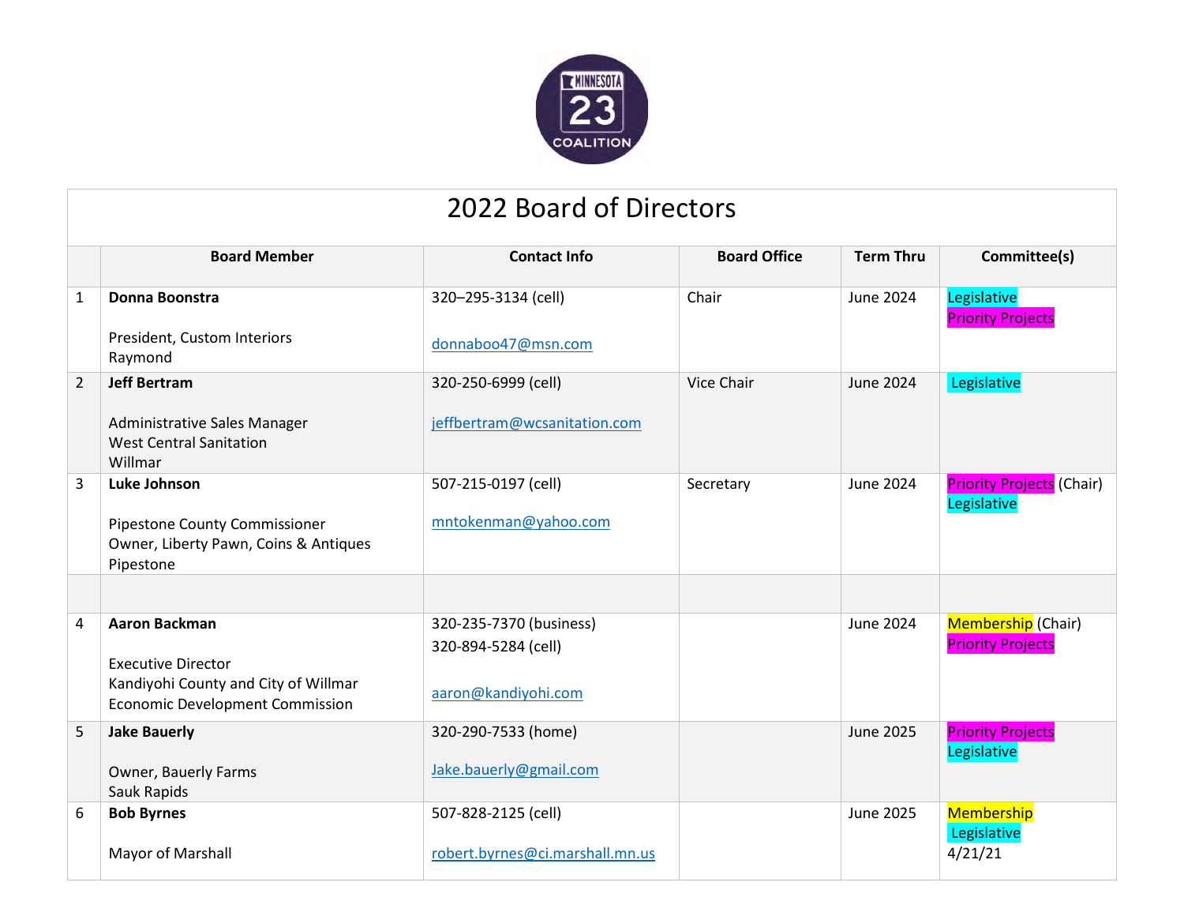# 2022 Board of Directors

| | Board Member | Contact Info | Board Office | Term Thru | Committee(s) |
|---|---|---|---|---|---|
| 1 | **Donna Boonstra**<br><br>President, Custom Interiors<br>Raymond | 320–295-3134 (cell)<br><br>donnaboo47@msn.com | Chair | June 2024 | Legislative<br>Priority Projects |
| 2 | **Jeff Bertram**<br><br>Administrative Sales Manager<br>West Central Sanitation<br>Willmar | 320-250-6999 (cell)<br><br>jeffbertram@wcsanitation.com | Vice Chair | June 2024 | Legislative |
| 3 | **Luke Johnson**<br><br>Pipestone County Commissioner<br>Owner, Liberty Pawn, Coins & Antiques<br>Pipestone | 507-215-0197 (cell)<br><br>mntokenman@yahoo.com | Secretary | June 2024 | Priority Projects (Chair)<br>Legislative |
| | | | | | |
| 4 | **Aaron Backman**<br><br>Executive Director<br>Kandiyohi County and City of Willmar<br>Economic Development Commission | 320-235-7370 (business)<br>320-894-5284 (cell)<br><br>aaron@kandiyohi.com | | June 2024 | Membership (Chair)<br>Priority Projects |
| 5 | **Jake Bauerly**<br><br>Owner, Bauerly Farms<br>Sauk Rapids | 320-290-7533 (home)<br><br>Jake.bauerly@gmail.com | | June 2025 | Priority Projects<br>Legislative |
| 6 | **Bob Byrnes**<br><br>Mayor of Marshall | 507-828-2125 (cell)<br><br>robert.byrnes@ci.marshall.mn.us | | June 2025 | Membership<br>Legislative<br>4/21/21 |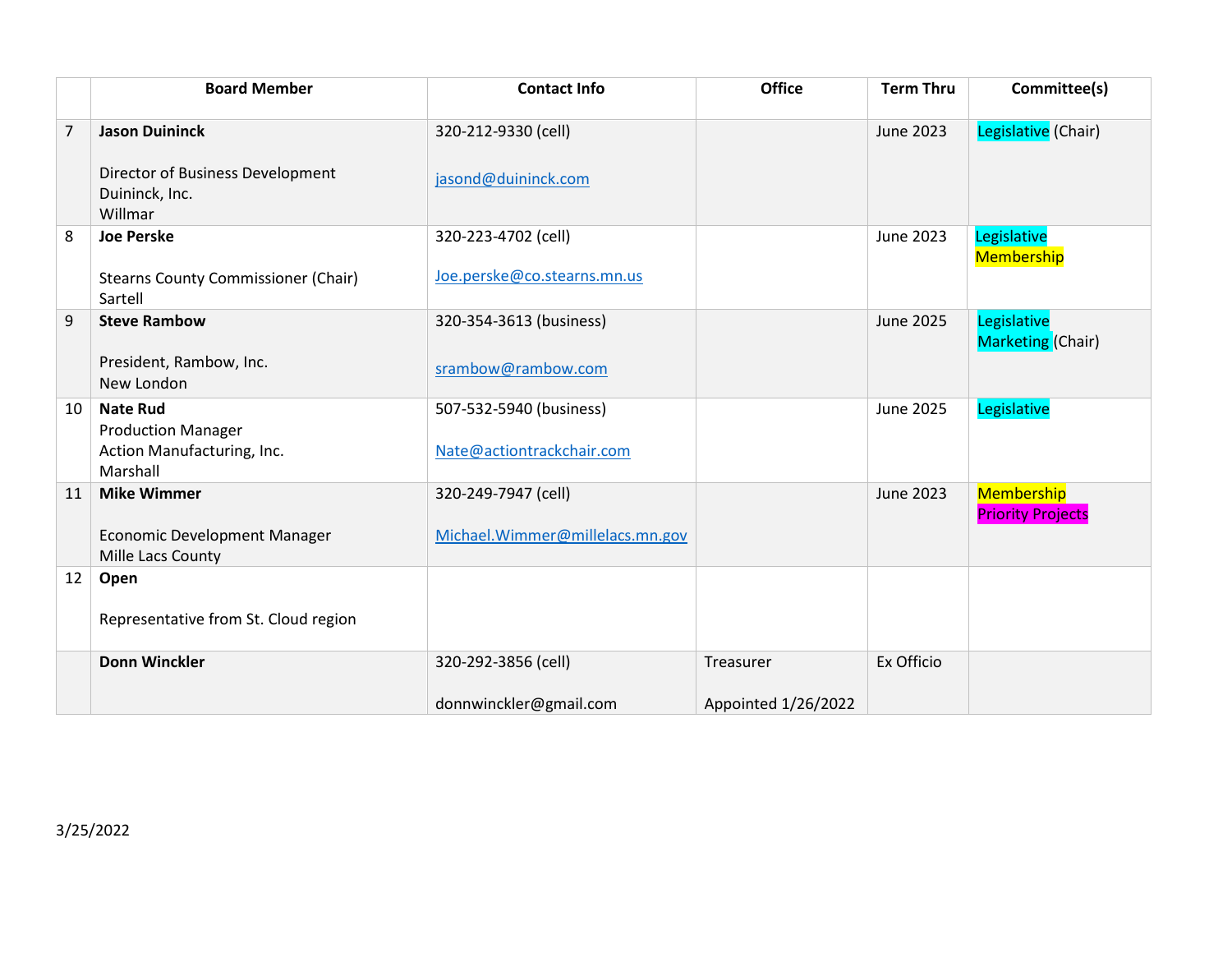| | Board Member | Contact Info | Office | Term Thru | Committee(s) |
|---|---|---|---|---|---|
| 7 | **Jason Duininck**<br><br>Director of Business Development<br>Duininck, Inc.<br>Willmar | 320-212-9330 (cell)<br><br>jasond@duininck.com | | June 2023 | Legislative (Chair) |
| 8 | **Joe Perske**<br><br>Stearns County Commissioner (Chair)<br>Sartell | 320-223-4702 (cell)<br><br>Joe.perske@co.stearns.mn.us | | June 2023 | Legislative<br>Membership |
| 9 | **Steve Rambow**<br><br>President, Rambow, Inc.<br>New London | 320-354-3613 (business)<br><br>srambow@rambow.com | | June 2025 | Legislative<br>Marketing (Chair) |
| 10 | **Nate Rud**<br>Production Manager<br>Action Manufacturing, Inc.<br>Marshall | 507-532-5940 (business)<br><br>Nate@actiontrackchair.com | | June 2025 | Legislative |
| 11 | **Mike Wimmer**<br><br>Economic Development Manager<br>Mille Lacs County | 320-249-7947 (cell)<br><br>Michael.Wimmer@millelacs.mn.gov | | June 2023 | Membership<br>Priority Projects |
| 12 | **Open**<br><br>Representative from St. Cloud region | | | | |
| | **Donn Winckler** | 320-292-3856 (cell)<br><br>donnwinckler@gmail.com | Treasurer<br><br>Appointed 1/26/2022 | Ex Officio | |

3/25/2022